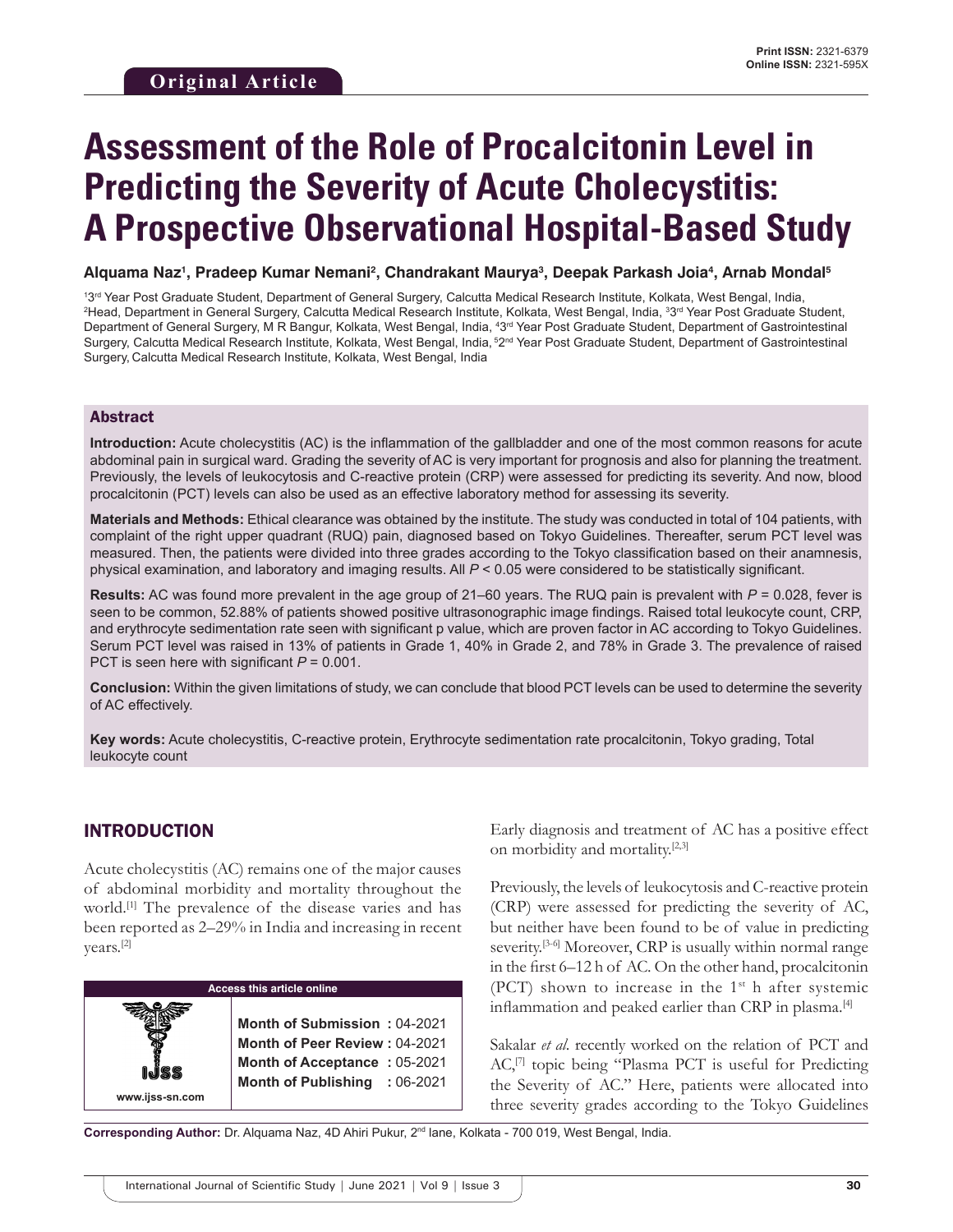**Original Article**

# Assessment of the Role of Procalcitonin Level in Predicting the Severity of Acute Cholecystitis: A Prospective Observational Hospital-Based Study

**Alquama Naz[1], Pradeep Kumar Nemani[2], Chandrakant Maurya[3], Deepak Parkash Joia[4], Arnab Mondal[5]**

[1]3rd Year Post Graduate Student, Department of General Surgery, Calcutta Medical Research Institute, Kolkata, West Bengal, India, [2]Head, Department in General Surgery, Calcutta Medical Research Institute, Kolkata, West Bengal, India, [3]3rd Year Post Graduate Student, Department of General Surgery, M R Bangur, Kolkata, West Bengal, India, [4]3rd Year Post Graduate Student, Department of Gastrointestinal Surgery, Calcutta Medical Research Institute, Kolkata, West Bengal, India, [5]2nd Year Post Graduate Student, Department of Gastrointestinal Surgery, Calcutta Medical Research Institute, Kolkata, West Bengal, India

## Abstract

**Introduction:** Acute cholecystitis (AC) is the inflammation of the gallbladder and one of the most common reasons for acute abdominal pain in surgical ward. Grading the severity of AC is very important for prognosis and also for planning the treatment. Previously, the levels of leukocytosis and C-reactive protein (CRP) were assessed for predicting its severity. And now, blood procalcitonin (PCT) levels can also be used as an effective laboratory method for assessing its severity.

**Materials and Methods:** Ethical clearance was obtained by the institute. The study was conducted in total of 104 patients, with complaint of the right upper quadrant (RUQ) pain, diagnosed based on Tokyo Guidelines. Thereafter, serum PCT level was measured. Then, the patients were divided into three grades according to the Tokyo classification based on their anamnesis, physical examination, and laboratory and imaging results. All $P < 0.05$ were considered to be statistically significant.

**Results:** AC was found more prevalent in the age group of 21–60 years. The RUQ pain is prevalent with $P = 0.028$, fever is seen to be common, 52.88% of patients showed positive ultrasonographic image findings. Raised total leukocyte count, CRP, and erythrocyte sedimentation rate seen with significant p value, which are proven factor in AC according to Tokyo Guidelines. Serum PCT level was raised in 13% of patients in Grade 1, 40% in Grade 2, and 78% in Grade 3. The prevalence of raised PCT is seen here with significant $P = 0.001$.

**Conclusion:** Within the given limitations of study, we can conclude that blood PCT levels can be used to determine the severity of AC effectively.

**Key words:** Acute cholecystitis, C-reactive protein, Erythrocyte sedimentation rate procalcitonin, Tokyo grading, Total leukocyte count

## INTRODUCTION

Acute cholecystitis (AC) remains one of the major causes of abdominal morbidity and mortality throughout the world.[1] The prevalence of the disease varies and has been reported as 2–29% in India and increasing in recent years.[2]

| Access this article online | |
|---|---|
| www.ijss-sn.com | **Month of Submission :** 04-2021<br>**Month of Peer Review :** 04-2021<br>**Month of Acceptance :** 05-2021<br>**Month of Publishing :** 06-2021 |

Early diagnosis and treatment of AC has a positive effect on morbidity and mortality.[2,3]

Previously, the levels of leukocytosis and C-reactive protein (CRP) were assessed for predicting the severity of AC, but neither have been found to be of value in predicting severity.[3-6] Moreover, CRP is usually within normal range in the first 6–12 h of AC. On the other hand, procalcitonin (PCT) shown to increase in the 1st h after systemic inflammation and peaked earlier than CRP in plasma.[4]

Sakalar *et al.* recently worked on the relation of PCT and AC,[7] topic being "Plasma PCT is useful for Predicting the Severity of AC." Here, patients were allocated into three severity grades according to the Tokyo Guidelines

**Corresponding Author:** Dr. Alquama Naz, 4D Ahiri Pukur, 2nd lane, Kolkata - 700 019, West Bengal, India.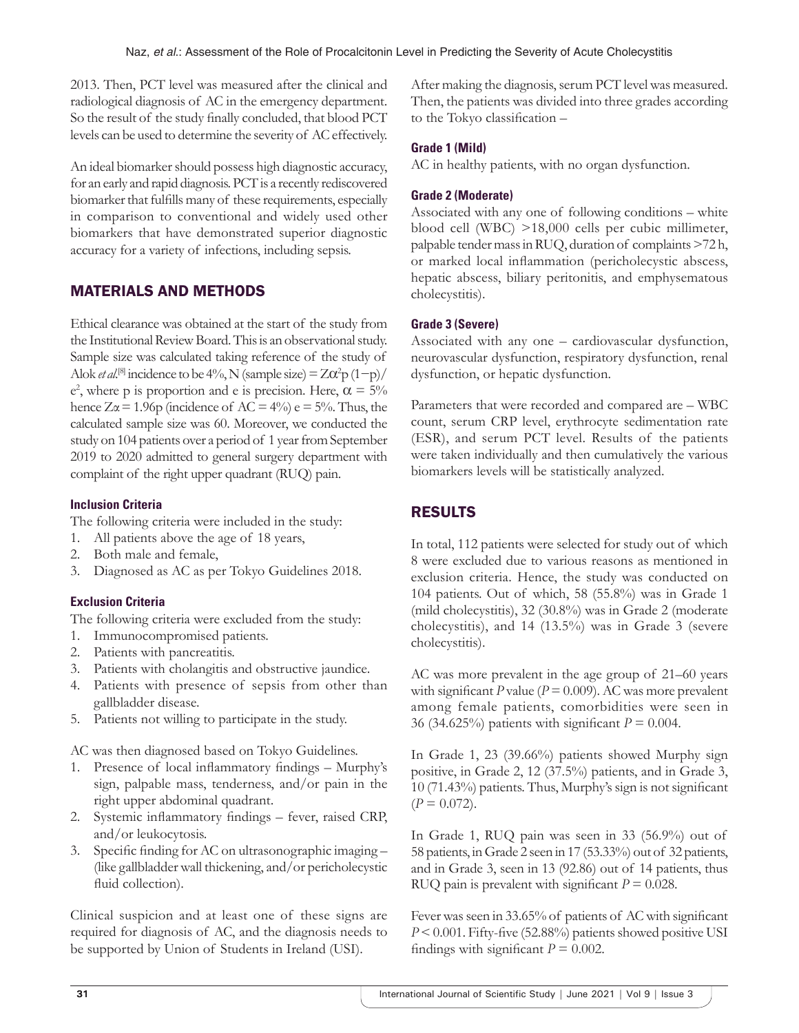2013. Then, PCT level was measured after the clinical and radiological diagnosis of AC in the emergency department. So the result of the study finally concluded, that blood PCT levels can be used to determine the severity of AC effectively.

An ideal biomarker should possess high diagnostic accuracy, for an early and rapid diagnosis. PCT is a recently rediscovered biomarker that fulfills many of these requirements, especially in comparison to conventional and widely used other biomarkers that have demonstrated superior diagnostic accuracy for a variety of infections, including sepsis.

## MATERIALS AND METHODS

Ethical clearance was obtained at the start of the study from the Institutional Review Board. This is an observational study. Sample size was calculated taking reference of the study of Alok *et al.*[8] incidence to be 4%, N (sample size) = $Z\alpha^2 p(1-p)/e^2$, where p is proportion and e is precision. Here, $\alpha = 5\%$ hence $Z\alpha = 1.96$p (incidence of AC = 4%) e = 5%. Thus, the calculated sample size was 60. Moreover, we conducted the study on 104 patients over a period of 1 year from September 2019 to 2020 admitted to general surgery department with complaint of the right upper quadrant (RUQ) pain.

### Inclusion Criteria

The following criteria were included in the study:

1. All patients above the age of 18 years,
2. Both male and female,
3. Diagnosed as AC as per Tokyo Guidelines 2018.

### Exclusion Criteria

The following criteria were excluded from the study:

1. Immunocompromised patients.
2. Patients with pancreatitis.
3. Patients with cholangitis and obstructive jaundice.
4. Patients with presence of sepsis from other than gallbladder disease.
5. Patients not willing to participate in the study.

AC was then diagnosed based on Tokyo Guidelines.

1. Presence of local inflammatory findings – Murphy's sign, palpable mass, tenderness, and/or pain in the right upper abdominal quadrant.
2. Systemic inflammatory findings – fever, raised CRP, and/or leukocytosis.
3. Specific finding for AC on ultrasonographic imaging – (like gallbladder wall thickening, and/or pericholecystic fluid collection).

Clinical suspicion and at least one of these signs are required for diagnosis of AC, and the diagnosis needs to be supported by Union of Students in Ireland (USI).

After making the diagnosis, serum PCT level was measured. Then, the patients was divided into three grades according to the Tokyo classification –

### Grade 1 (Mild)

AC in healthy patients, with no organ dysfunction.

### Grade 2 (Moderate)

Associated with any one of following conditions – white blood cell (WBC) >18,000 cells per cubic millimeter, palpable tender mass in RUQ, duration of complaints >72 h, or marked local inflammation (pericholecystic abscess, hepatic abscess, biliary peritonitis, and emphysematous cholecystitis).

### Grade 3 (Severe)

Associated with any one – cardiovascular dysfunction, neurovascular dysfunction, respiratory dysfunction, renal dysfunction, or hepatic dysfunction.

Parameters that were recorded and compared are – WBC count, serum CRP level, erythrocyte sedimentation rate (ESR), and serum PCT level. Results of the patients were taken individually and then cumulatively the various biomarkers levels will be statistically analyzed.

## RESULTS

In total, 112 patients were selected for study out of which 8 were excluded due to various reasons as mentioned in exclusion criteria. Hence, the study was conducted on 104 patients. Out of which, 58 (55.8%) was in Grade 1 (mild cholecystitis), 32 (30.8%) was in Grade 2 (moderate cholecystitis), and 14 (13.5%) was in Grade 3 (severe cholecystitis).

AC was more prevalent in the age group of 21–60 years with significant *P* value ($P = 0.009$). AC was more prevalent among female patients, comorbidities were seen in 36 (34.625%) patients with significant $P = 0.004$.

In Grade 1, 23 (39.66%) patients showed Murphy sign positive, in Grade 2, 12 (37.5%) patients, and in Grade 3, 10 (71.43%) patients. Thus, Murphy's sign is not significant ($P = 0.072$).

In Grade 1, RUQ pain was seen in 33 (56.9%) out of 58 patients, in Grade 2 seen in 17 (53.33%) out of 32 patients, and in Grade 3, seen in 13 (92.86) out of 14 patients, thus RUQ pain is prevalent with significant $P = 0.028$.

Fever was seen in 33.65% of patients of AC with significant $P < 0.001$. Fifty-five (52.88%) patients showed positive USI findings with significant $P = 0.002$.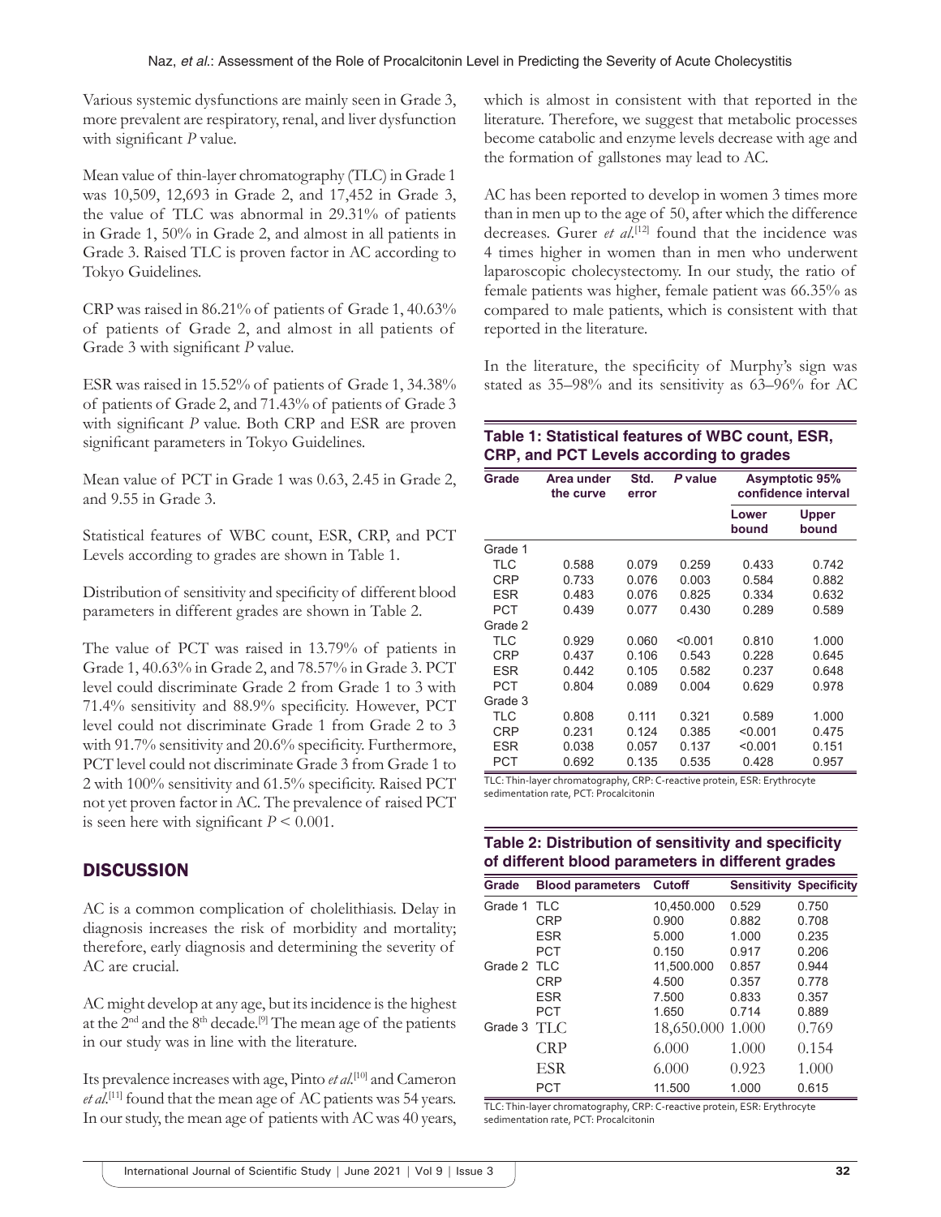Various systemic dysfunctions are mainly seen in Grade 3, more prevalent are respiratory, renal, and liver dysfunction with significant *P* value.

Mean value of thin-layer chromatography (TLC) in Grade 1 was 10,509, 12,693 in Grade 2, and 17,452 in Grade 3, the value of TLC was abnormal in 29.31% of patients in Grade 1, 50% in Grade 2, and almost in all patients in Grade 3. Raised TLC is proven factor in AC according to Tokyo Guidelines.

CRP was raised in 86.21% of patients of Grade 1, 40.63% of patients of Grade 2, and almost in all patients of Grade 3 with significant *P* value.

ESR was raised in 15.52% of patients of Grade 1, 34.38% of patients of Grade 2, and 71.43% of patients of Grade 3 with significant *P* value. Both CRP and ESR are proven significant parameters in Tokyo Guidelines.

Mean value of PCT in Grade 1 was 0.63, 2.45 in Grade 2, and 9.55 in Grade 3.

Statistical features of WBC count, ESR, CRP, and PCT Levels according to grades are shown in Table 1.

Distribution of sensitivity and specificity of different blood parameters in different grades are shown in Table 2.

The value of PCT was raised in 13.79% of patients in Grade 1, 40.63% in Grade 2, and 78.57% in Grade 3. PCT level could discriminate Grade 2 from Grade 1 to 3 with 71.4% sensitivity and 88.9% specificity. However, PCT level could not discriminate Grade 1 from Grade 2 to 3 with 91.7% sensitivity and 20.6% specificity. Furthermore, PCT level could not discriminate Grade 3 from Grade 1 to 2 with 100% sensitivity and 61.5% specificity. Raised PCT not yet proven factor in AC. The prevalence of raised PCT is seen here with significant $P < 0.001$.

## DISCUSSION

AC is a common complication of cholelithiasis. Delay in diagnosis increases the risk of morbidity and mortality; therefore, early diagnosis and determining the severity of AC are crucial.

AC might develop at any age, but its incidence is the highest at the 2nd and the 8th decade.[9] The mean age of the patients in our study was in line with the literature.

Its prevalence increases with age, Pinto *et al*.[10] and Cameron *et al*.[11] found that the mean age of AC patients was 54 years. In our study, the mean age of patients with AC was 40 years, which is almost in consistent with that reported in the literature. Therefore, we suggest that metabolic processes become catabolic and enzyme levels decrease with age and the formation of gallstones may lead to AC.

AC has been reported to develop in women 3 times more than in men up to the age of 50, after which the difference decreases. Gurer *et al*.[12] found that the incidence was 4 times higher in women than in men who underwent laparoscopic cholecystectomy. In our study, the ratio of female patients was higher, female patient was 66.35% as compared to male patients, which is consistent with that reported in the literature.

In the literature, the specificity of Murphy's sign was stated as 35–98% and its sensitivity as 63–96% for AC

**Table 1: Statistical features of WBC count, ESR, CRP, and PCT Levels according to grades**

| Grade | Area under the curve | Std. error | P value | Asymptotic 95% confidence interval | |
|---|---|---|---|---|---|
| | | | | Lower bound | Upper bound |
| Grade 1 | | | | | |
| TLC | 0.588 | 0.079 | 0.259 | 0.433 | 0.742 |
| CRP | 0.733 | 0.076 | 0.003 | 0.584 | 0.882 |
| ESR | 0.483 | 0.076 | 0.825 | 0.334 | 0.632 |
| PCT | 0.439 | 0.077 | 0.430 | 0.289 | 0.589 |
| Grade 2 | | | | | |
| TLC | 0.929 | 0.060 | <0.001 | 0.810 | 1.000 |
| CRP | 0.437 | 0.106 | 0.543 | 0.228 | 0.645 |
| ESR | 0.442 | 0.105 | 0.582 | 0.237 | 0.648 |
| PCT | 0.804 | 0.089 | 0.004 | 0.629 | 0.978 |
| Grade 3 | | | | | |
| TLC | 0.808 | 0.111 | 0.321 | 0.589 | 1.000 |
| CRP | 0.231 | 0.124 | 0.385 | <0.001 | 0.475 |
| ESR | 0.038 | 0.057 | 0.137 | <0.001 | 0.151 |
| PCT | 0.692 | 0.135 | 0.535 | 0.428 | 0.957 |

TLC: Thin-layer chromatography, CRP: C-reactive protein, ESR: Erythrocyte sedimentation rate, PCT: Procalcitonin

**Table 2: Distribution of sensitivity and specificity of different blood parameters in different grades**

| Grade | Blood parameters | Cutoff | Sensitivity | Specificity |
|---|---|---|---|---|
| Grade 1 | TLC | 10,450.000 | 0.529 | 0.750 |
| | CRP | 0.900 | 0.882 | 0.708 |
| | ESR | 5.000 | 1.000 | 0.235 |
| | PCT | 0.150 | 0.917 | 0.206 |
| Grade 2 | TLC | 11,500.000 | 0.857 | 0.944 |
| | CRP | 4.500 | 0.357 | 0.778 |
| | ESR | 7.500 | 0.833 | 0.357 |
| | PCT | 1.650 | 0.714 | 0.889 |
| Grade 3 | TLC | 18,650.000 | 1.000 | 0.769 |
| | CRP | 6.000 | 1.000 | 0.154 |
| | ESR | 6.000 | 0.923 | 1.000 |
| | PCT | 11.500 | 1.000 | 0.615 |

TLC: Thin-layer chromatography, CRP: C-reactive protein, ESR: Erythrocyte sedimentation rate, PCT: Procalcitonin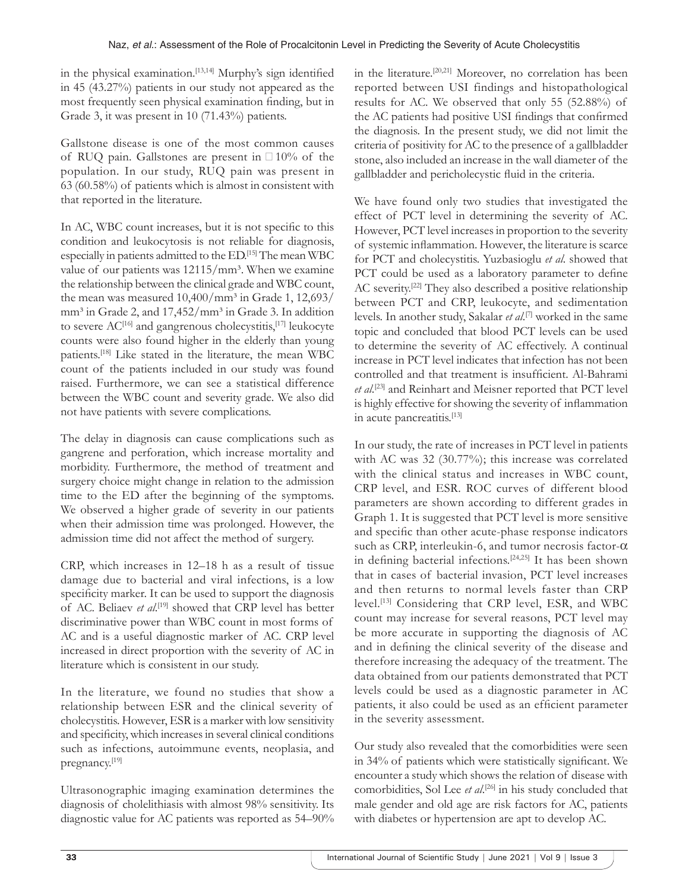in the physical examination.[13,14] Murphy's sign identified in 45 (43.27%) patients in our study not appeared as the most frequently seen physical examination finding, but in Grade 3, it was present in 10 (71.43%) patients.

Gallstone disease is one of the most common causes of RUQ pain. Gallstones are present in □10% of the population. In our study, RUQ pain was present in 63 (60.58%) of patients which is almost in consistent with that reported in the literature.

In AC, WBC count increases, but it is not specific to this condition and leukocytosis is not reliable for diagnosis, especially in patients admitted to the ED.[15] The mean WBC value of our patients was 12115/mm³. When we examine the relationship between the clinical grade and WBC count, the mean was measured 10,400/mm³ in Grade 1, 12,693/mm³ in Grade 2, and 17,452/mm³ in Grade 3. In addition to severe AC[16] and gangrenous cholecystitis,[17] leukocyte counts were also found higher in the elderly than young patients.[18] Like stated in the literature, the mean WBC count of the patients included in our study was found raised. Furthermore, we can see a statistical difference between the WBC count and severity grade. We also did not have patients with severe complications.

The delay in diagnosis can cause complications such as gangrene and perforation, which increase mortality and morbidity. Furthermore, the method of treatment and surgery choice might change in relation to the admission time to the ED after the beginning of the symptoms. We observed a higher grade of severity in our patients when their admission time was prolonged. However, the admission time did not affect the method of surgery.

CRP, which increases in 12–18 h as a result of tissue damage due to bacterial and viral infections, is a low specificity marker. It can be used to support the diagnosis of AC. Beliaev *et al*.[19] showed that CRP level has better discriminative power than WBC count in most forms of AC and is a useful diagnostic marker of AC. CRP level increased in direct proportion with the severity of AC in literature which is consistent in our study.

In the literature, we found no studies that show a relationship between ESR and the clinical severity of cholecystitis. However, ESR is a marker with low sensitivity and specificity, which increases in several clinical conditions such as infections, autoimmune events, neoplasia, and pregnancy.[19]

Ultrasonographic imaging examination determines the diagnosis of cholelithiasis with almost 98% sensitivity. Its diagnostic value for AC patients was reported as 54–90% in the literature.[20,21] Moreover, no correlation has been reported between USI findings and histopathological results for AC. We observed that only 55 (52.88%) of the AC patients had positive USI findings that confirmed the diagnosis. In the present study, we did not limit the criteria of positivity for AC to the presence of a gallbladder stone, also included an increase in the wall diameter of the gallbladder and pericholecystic fluid in the criteria.

We have found only two studies that investigated the effect of PCT level in determining the severity of AC. However, PCT level increases in proportion to the severity of systemic inflammation. However, the literature is scarce for PCT and cholecystitis. Yuzbasioglu *et al*. showed that PCT could be used as a laboratory parameter to define AC severity.[22] They also described a positive relationship between PCT and CRP, leukocyte, and sedimentation levels. In another study, Sakalar *et al*.[7] worked in the same topic and concluded that blood PCT levels can be used to determine the severity of AC effectively. A continual increase in PCT level indicates that infection has not been controlled and that treatment is insufficient. Al-Bahrami *et al*.[23] and Reinhart and Meisner reported that PCT level is highly effective for showing the severity of inflammation in acute pancreatitis.[13]

In our study, the rate of increases in PCT level in patients with AC was 32 (30.77%); this increase was correlated with the clinical status and increases in WBC count, CRP level, and ESR. ROC curves of different blood parameters are shown according to different grades in Graph 1. It is suggested that PCT level is more sensitive and specific than other acute-phase response indicators such as CRP, interleukin-6, and tumor necrosis factor-$\alpha$ in defining bacterial infections.[24,25] It has been shown that in cases of bacterial invasion, PCT level increases and then returns to normal levels faster than CRP level.[13] Considering that CRP level, ESR, and WBC count may increase for several reasons, PCT level may be more accurate in supporting the diagnosis of AC and in defining the clinical severity of the disease and therefore increasing the adequacy of the treatment. The data obtained from our patients demonstrated that PCT levels could be used as a diagnostic parameter in AC patients, it also could be used as an efficient parameter in the severity assessment.

Our study also revealed that the comorbidities were seen in 34% of patients which were statistically significant. We encounter a study which shows the relation of disease with comorbidities, Sol Lee *et al*.[26] in his study concluded that male gender and old age are risk factors for AC, patients with diabetes or hypertension are apt to develop AC.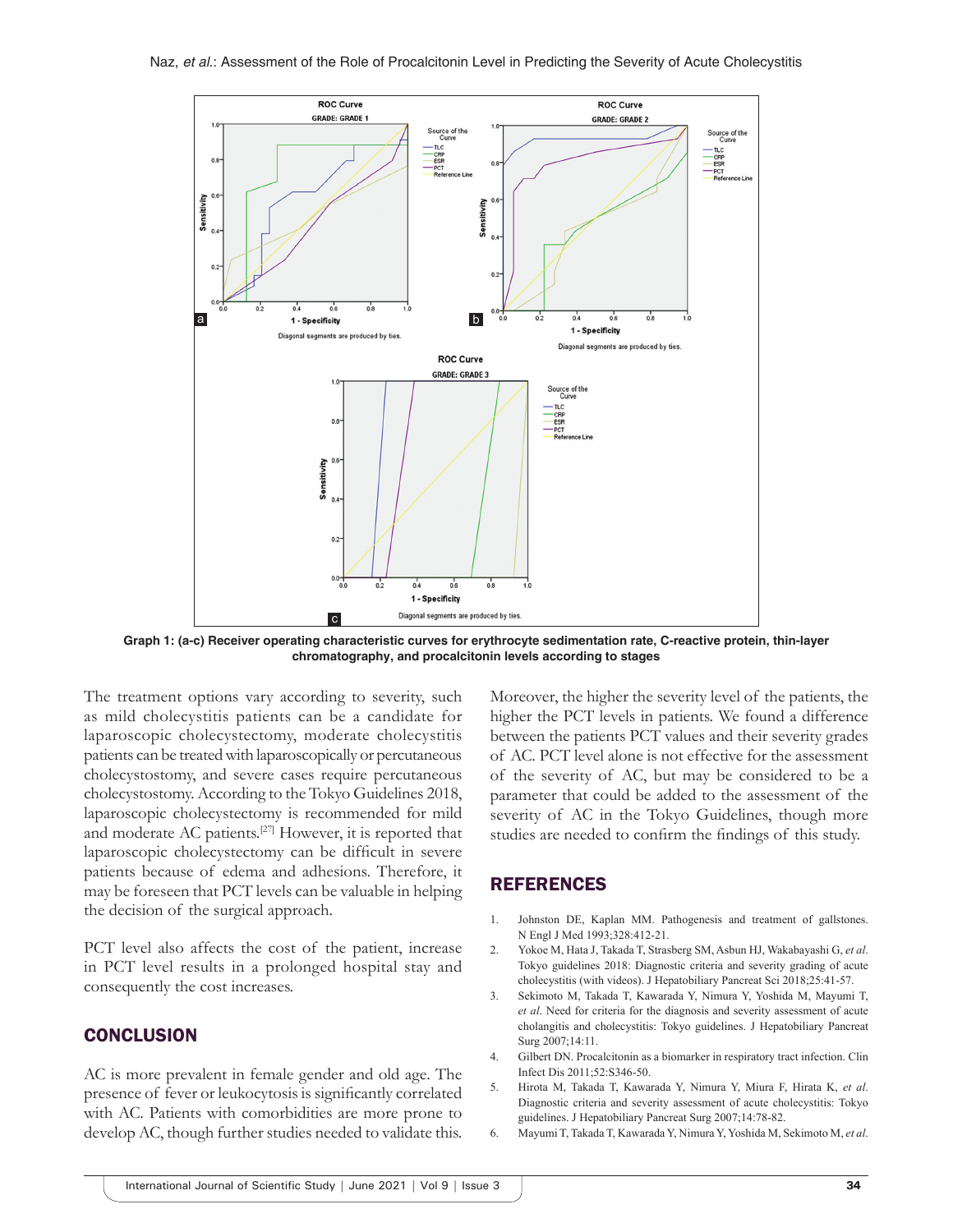Graph 1: (a-c) Receiver operating characteristic curves for erythrocyte sedimentation rate, C-reactive protein, thin-layer chromatography, and procalcitonin levels according to stages

The treatment options vary according to severity, such as mild cholecystitis patients can be a candidate for laparoscopic cholecystectomy, moderate cholecystitis patients can be treated with laparoscopically or percutaneous cholecystostomy, and severe cases require percutaneous cholecystostomy. According to the Tokyo Guidelines 2018, laparoscopic cholecystectomy is recommended for mild and moderate AC patients.[27] However, it is reported that laparoscopic cholecystectomy can be difficult in severe patients because of edema and adhesions. Therefore, it may be foreseen that PCT levels can be valuable in helping the decision of the surgical approach.

PCT level also affects the cost of the patient, increase in PCT level results in a prolonged hospital stay and consequently the cost increases.

## CONCLUSION

AC is more prevalent in female gender and old age. The presence of fever or leukocytosis is significantly correlated with AC. Patients with comorbidities are more prone to develop AC, though further studies needed to validate this. Moreover, the higher the severity level of the patients, the higher the PCT levels in patients. We found a difference between the patients PCT values and their severity grades of AC. PCT level alone is not effective for the assessment of the severity of AC, but may be considered to be a parameter that could be added to the assessment of the severity of AC in the Tokyo Guidelines, though more studies are needed to confirm the findings of this study.

## REFERENCES

1. Johnston DE, Kaplan MM. Pathogenesis and treatment of gallstones. N Engl J Med 1993;328:412-21.
2. Yokoe M, Hata J, Takada T, Strasberg SM, Asbun HJ, Wakabayashi G, *et al.* Tokyo guidelines 2018: Diagnostic criteria and severity grading of acute cholecystitis (with videos). J Hepatobiliary Pancreat Sci 2018;25:41-57.
3. Sekimoto M, Takada T, Kawarada Y, Nimura Y, Yoshida M, Mayumi T, *et al.* Need for criteria for the diagnosis and severity assessment of acute cholangitis and cholecystitis: Tokyo guidelines. J Hepatobiliary Pancreat Surg 2007;14:11.
4. Gilbert DN. Procalcitonin as a biomarker in respiratory tract infection. Clin Infect Dis 2011;52:S346-50.
5. Hirota M, Takada T, Kawarada Y, Nimura Y, Miura F, Hirata K, *et al.* Diagnostic criteria and severity assessment of acute cholecystitis: Tokyo guidelines. J Hepatobiliary Pancreat Surg 2007;14:78-82.
6. Mayumi T, Takada T, Kawarada Y, Nimura Y, Yoshida M, Sekimoto M, *et al.*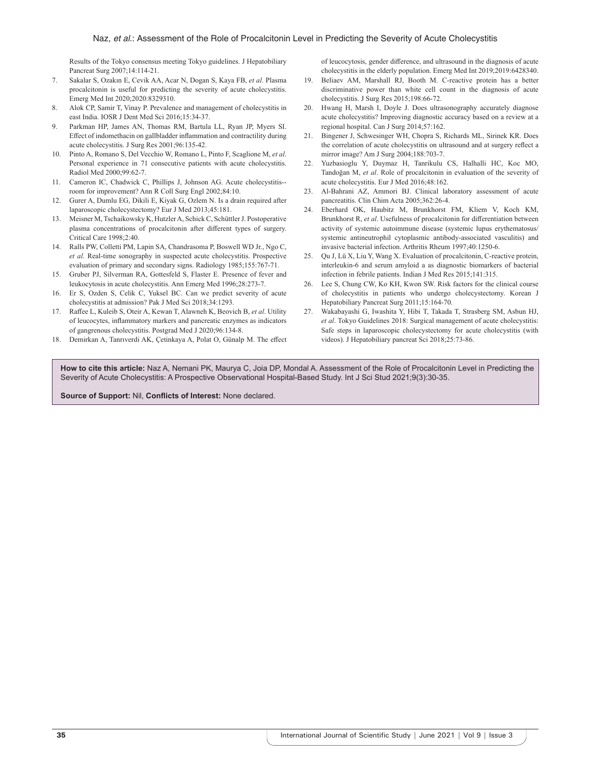Results of the Tokyo consensus meeting Tokyo guidelines. J Hepatobiliary Pancreat Surg 2007;14:114-21.

7. Sakalar S, Ozakın E, Cevik AA, Acar N, Dogan S, Kaya FB, *et al*. Plasma procalcitonin is useful for predicting the severity of acute cholecystitis. Emerg Med Int 2020;2020:8329310.
8. Alok CP, Samir T, Vinay P. Prevalence and management of cholecystitis in east India. IOSR J Dent Med Sci 2016;15:34-37.
9. Parkman HP, James AN, Thomas RM, Bartula LL, Ryan JP, Myers SI. Effect of indomethacin on gallbladder inflammation and contractility during acute cholecystitis. J Surg Res 2001;96:135-42.
10. Pinto A, Romano S, Del Vecchio W, Romano L, Pinto F, Scaglione M, *et al*. Personal experience in 71 consecutive patients with acute cholecystitis. Radiol Med 2000;99:62-7.
11. Cameron IC, Chadwick C, Phillips J, Johnson AG. Acute cholecystitis--room for improvement? Ann R Coll Surg Engl 2002;84:10.
12. Gurer A, Dumlu EG, Dikili E, Kiyak G, Ozlem N. Is a drain required after laparoscopic cholecystectomy? Eur J Med 2013;45:181.
13. Meisner M, Tschaikowsky K, Hutzler A, Schick C, Schüttler J. Postoperative plasma concentrations of procalcitonin after different types of surgery. Critical Care 1998;2:40.
14. Ralls PW, Colletti PM, Lapin SA, Chandrasoma P, Boswell WD Jr., Ngo C, *et al*. Real-time sonography in suspected acute cholecystitis. Prospective evaluation of primary and secondary signs. Radiology 1985;155:767-71.
15. Gruber PJ, Silverman RA, Gottesfeld S, Flaster E. Presence of fever and leukocytosis in acute cholecystitis. Ann Emerg Med 1996;28:273-7.
16. Er S, Ozden S, Celik C, Yuksel BC. Can we predict severity of acute cholecystitis at admission? Pak J Med Sci 2018;34:1293.
17. Raffee L, Kuleib S, Oteir A, Kewan T, Alawneh K, Beovich B, *et al*. Utility of leucocytes, inflammatory markers and pancreatic enzymes as indicators of gangrenous cholecystitis. Postgrad Med J 2020;96:134-8.
18. Demirkan A, Tanrıverdi AK, Çetinkaya A, Polat O, Günalp M. The effect of leucocytosis, gender difference, and ultrasound in the diagnosis of acute cholecystitis in the elderly population. Emerg Med Int 2019;2019:6428340.
19. Beliaev AM, Marshall RJ, Booth M. C-reactive protein has a better discriminative power than white cell count in the diagnosis of acute cholecystitis. J Surg Res 2015;198:66-72.
20. Hwang H, Marsh I, Doyle J. Does ultrasonography accurately diagnose acute cholecystitis? Improving diagnostic accuracy based on a review at a regional hospital. Can J Surg 2014;57:162.
21. Bingener J, Schwesinger WH, Chopra S, Richards ML, Sirinek KR. Does the correlation of acute cholecystitis on ultrasound and at surgery reflect a mirror image? Am J Surg 2004;188:703-7.
22. Yuzbasioglu Y, Duymaz H, Tanrikulu CS, Halhalli HC, Koc MO, Tandoğan M, *et al*. Role of procalcitonin in evaluation of the severity of acute cholecystitis. Eur J Med 2016;48:162.
23. Al-Bahrani AZ, Ammori BJ. Clinical laboratory assessment of acute pancreatitis. Clin Chim Acta 2005;362:26-4.
24. Eberhard OK, Haubitz M, Brunkhorst FM, Kliem V, Koch KM, Brunkhorst R, *et al*. Usefulness of procalcitonin for differentiation between activity of systemic autoimmune disease (systemic lupus erythematosus/ systemic antineutrophil cytoplasmic antibody-associated vasculitis) and invasive bacterial infection. Arthritis Rheum 1997;40:1250-6.
25. Qu J, Lü X, Liu Y, Wang X. Evaluation of procalcitonin, C-reactive protein, interleukin-6 and serum amyloid a as diagnostic biomarkers of bacterial infection in febrile patients. Indian J Med Res 2015;141:315.
26. Lee S, Chung CW, Ko KH, Kwon SW. Risk factors for the clinical course of cholecystitis in patients who undergo cholecystectomy. Korean J Hepatobiliary Pancreat Surg 2011;15:164-70.
27. Wakabayashi G, Iwashita Y, Hibi T, Takada T, Strasberg SM, Asbun HJ, *et al*. Tokyo Guidelines 2018: Surgical management of acute cholecystitis: Safe steps in laparoscopic cholecystectomy for acute cholecystitis (with videos). J Hepatobiliary pancreat Sci 2018;25:73-86.

**How to cite this article:** Naz A, Nemani PK, Maurya C, Joia DP, Mondal A. Assessment of the Role of Procalcitonin Level in Predicting the Severity of Acute Cholecystitis: A Prospective Observational Hospital-Based Study. Int J Sci Stud 2021;9(3):30-35.

**Source of Support:** Nil, **Conflicts of Interest:** None declared.